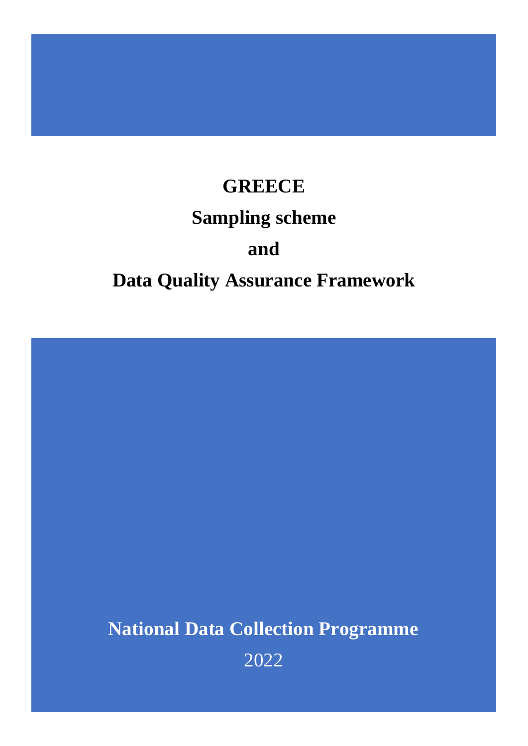# GREECE

# Sampling scheme

# and

# Data Quality Assurance Framework

**National Data Collection Programme**

2022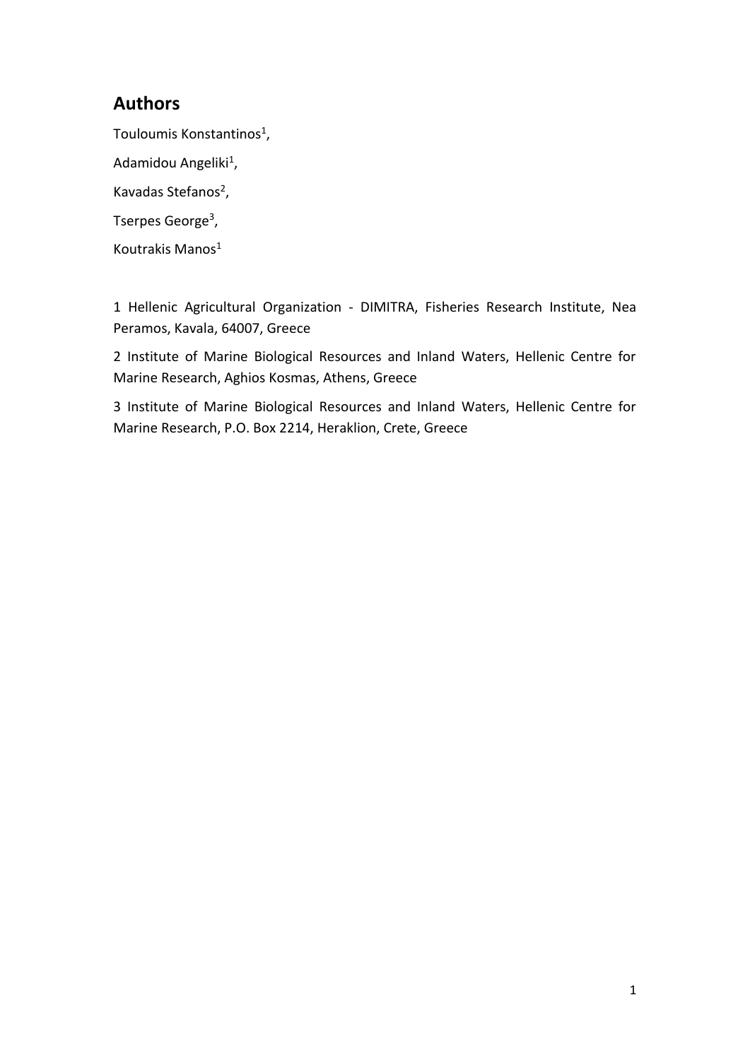## Authors

Touloumis Konstantinos[1],

Adamidou Angeliki[1],

Kavadas Stefanos[2],

Tserpes George[3],

Koutrakis Manos[1]

1 Hellenic Agricultural Organization - DIMITRA, Fisheries Research Institute, Nea Peramos, Kavala, 64007, Greece

2 Institute of Marine Biological Resources and Inland Waters, Hellenic Centre for Marine Research, Aghios Kosmas, Athens, Greece

3 Institute of Marine Biological Resources and Inland Waters, Hellenic Centre for Marine Research, P.O. Box 2214, Heraklion, Crete, Greece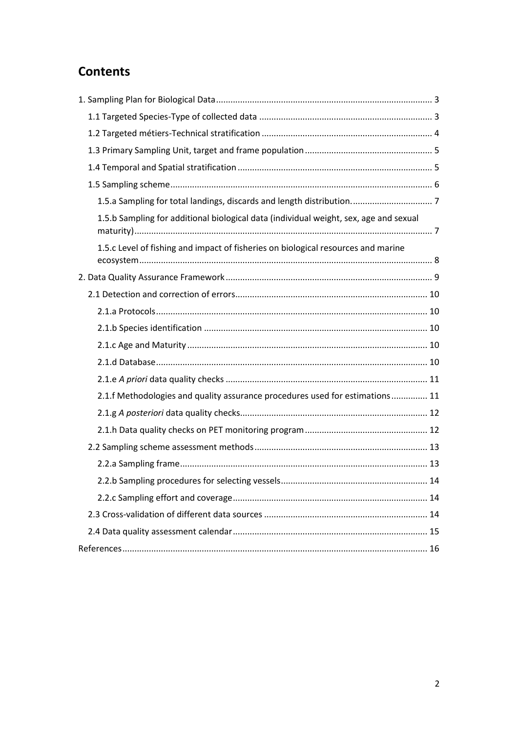# Contents

1. Sampling Plan for Biological Data ........ 3
   - 1.1 Targeted Species-Type of collected data ........ 3
   - 1.2 Targeted métiers-Technical stratification ........ 4
   - 1.3 Primary Sampling Unit, target and frame population ........ 5
   - 1.4 Temporal and Spatial stratification ........ 5
   - 1.5 Sampling scheme ........ 6
     - 1.5.a Sampling for total landings, discards and length distribution. ........ 7
     - 1.5.b Sampling for additional biological data (individual weight, sex, age and sexual maturity) ........ 7
     - 1.5.c Level of fishing and impact of fisheries on biological resources and marine ecosystem ........ 8
2. Data Quality Assurance Framework ........ 9
   - 2.1 Detection and correction of errors ........ 10
     - 2.1.a Protocols ........ 10
     - 2.1.b Species identification ........ 10
     - 2.1.c Age and Maturity ........ 10
     - 2.1.d Database ........ 10
     - 2.1.e *A priori* data quality checks ........ 11
     - 2.1.f Methodologies and quality assurance procedures used for estimations ........ 11
     - 2.1.g *A posteriori* data quality checks ........ 12
     - 2.1.h Data quality checks on PET monitoring program ........ 12
   - 2.2 Sampling scheme assessment methods ........ 13
     - 2.2.a Sampling frame ........ 13
     - 2.2.b Sampling procedures for selecting vessels ........ 14
     - 2.2.c Sampling effort and coverage ........ 14
   - 2.3 Cross-validation of different data sources ........ 14
   - 2.4 Data quality assessment calendar ........ 15

References ........ 16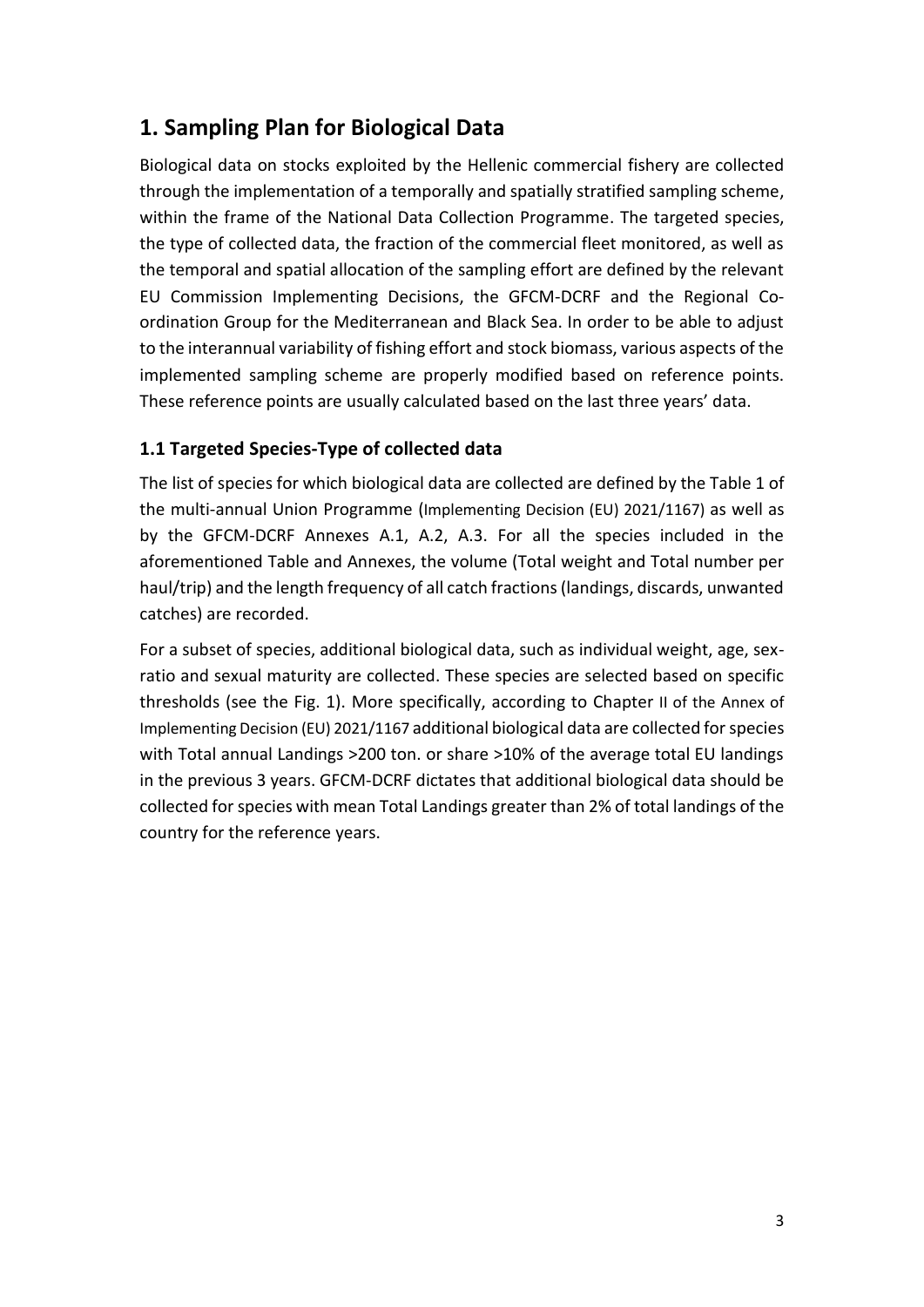# 1. Sampling Plan for Biological Data

Biological data on stocks exploited by the Hellenic commercial fishery are collected through the implementation of a temporally and spatially stratified sampling scheme, within the frame of the National Data Collection Programme. The targeted species, the type of collected data, the fraction of the commercial fleet monitored, as well as the temporal and spatial allocation of the sampling effort are defined by the relevant EU Commission Implementing Decisions, the GFCM-DCRF and the Regional Co-ordination Group for the Mediterranean and Black Sea. In order to be able to adjust to the interannual variability of fishing effort and stock biomass, various aspects of the implemented sampling scheme are properly modified based on reference points. These reference points are usually calculated based on the last three years' data.

## 1.1 Targeted Species-Type of collected data

The list of species for which biological data are collected are defined by the Table 1 of the multi-annual Union Programme (Implementing Decision (EU) 2021/1167) as well as by the GFCM-DCRF Annexes A.1, A.2, A.3. For all the species included in the aforementioned Table and Annexes, the volume (Total weight and Total number per haul/trip) and the length frequency of all catch fractions (landings, discards, unwanted catches) are recorded.

For a subset of species, additional biological data, such as individual weight, age, sex-ratio and sexual maturity are collected. These species are selected based on specific thresholds (see the Fig. 1). More specifically, according to Chapter II of the Annex of Implementing Decision (EU) 2021/1167 additional biological data are collected for species with Total annual Landings >200 ton. or share >10% of the average total EU landings in the previous 3 years. GFCM-DCRF dictates that additional biological data should be collected for species with mean Total Landings greater than 2% of total landings of the country for the reference years.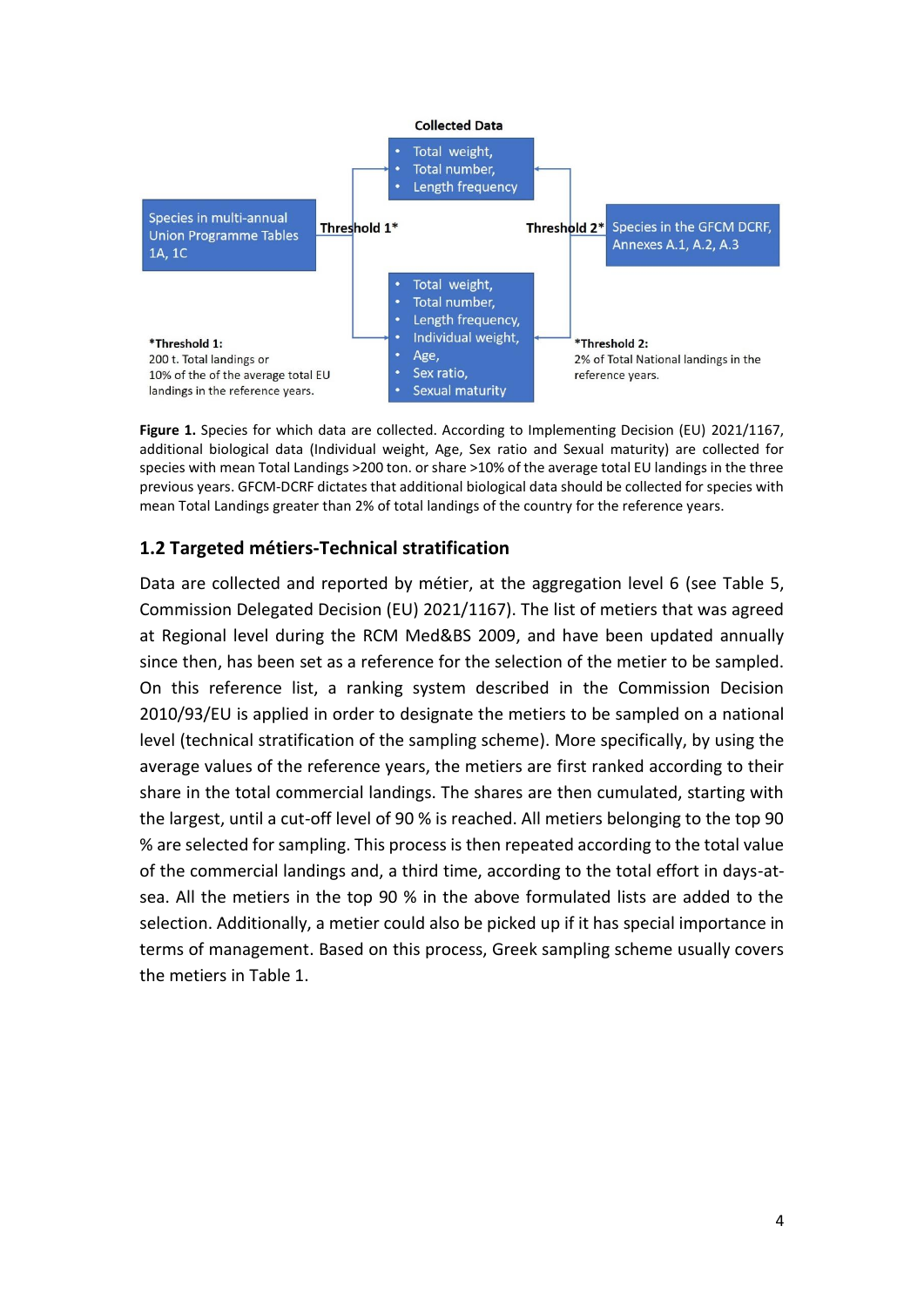**Collected Data**

- Total weight,
- Total number,
- Length frequency

Species in multi-annual Union Programme Tables 1A, 1C

Threshold 1*

Threshold 2*

Species in the GFCM DCRF, Annexes A.1, A.2, A.3

- Total weight,
- Total number,
- Length frequency,
- Individual weight,
- Age,
- Sex ratio,
- Sexual maturity

**\*Threshold 1:**
200 t. Total landings or
10% of the of the average total EU landings in the reference years.

**\*Threshold 2:**
2% of Total National landings in the reference years.

**Figure 1.** Species for which data are collected. According to Implementing Decision (EU) 2021/1167, additional biological data (Individual weight, Age, Sex ratio and Sexual maturity) are collected for species with mean Total Landings >200 ton. or share >10% of the average total EU landings in the three previous years. GFCM-DCRF dictates that additional biological data should be collected for species with mean Total Landings greater than 2% of total landings of the country for the reference years.

## 1.2 Targeted métiers-Technical stratification

Data are collected and reported by métier, at the aggregation level 6 (see Table 5, Commission Delegated Decision (EU) 2021/1167). The list of metiers that was agreed at Regional level during the RCM Med&BS 2009, and have been updated annually since then, has been set as a reference for the selection of the metier to be sampled. On this reference list, a ranking system described in the Commission Decision 2010/93/EU is applied in order to designate the metiers to be sampled on a national level (technical stratification of the sampling scheme). More specifically, by using the average values of the reference years, the metiers are first ranked according to their share in the total commercial landings. The shares are then cumulated, starting with the largest, until a cut-off level of 90 % is reached. All metiers belonging to the top 90 % are selected for sampling. This process is then repeated according to the total value of the commercial landings and, a third time, according to the total effort in days-at-sea. All the metiers in the top 90 % in the above formulated lists are added to the selection. Additionally, a metier could also be picked up if it has special importance in terms of management. Based on this process, Greek sampling scheme usually covers the metiers in Table 1.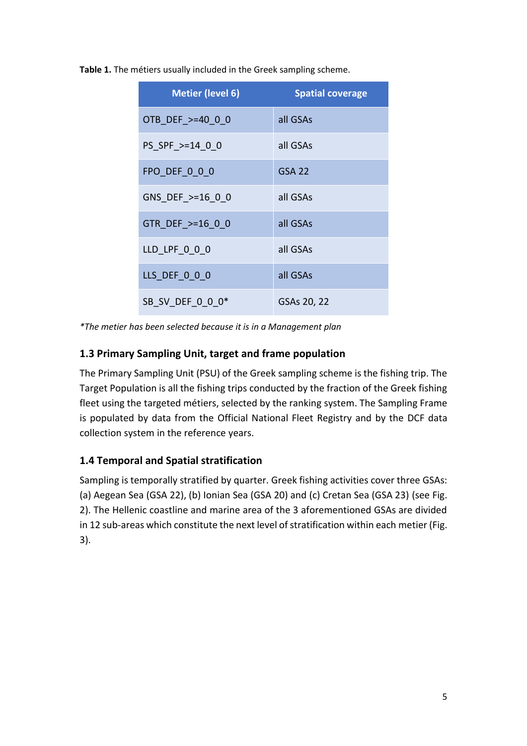**Table 1.** The métiers usually included in the Greek sampling scheme.

| Metier (level 6) | Spatial coverage |
|---|---|
| OTB_DEF_>=40_0_0 | all GSAs |
| PS_SPF_>=14_0_0 | all GSAs |
| FPO_DEF_0_0_0 | GSA 22 |
| GNS_DEF_>=16_0_0 | all GSAs |
| GTR_DEF_>=16_0_0 | all GSAs |
| LLD_LPF_0_0_0 | all GSAs |
| LLS_DEF_0_0_0 | all GSAs |
| SB_SV_DEF_0_0_0* | GSAs 20, 22 |

*\*The metier has been selected because it is in a Management plan*

### 1.3 Primary Sampling Unit, target and frame population

The Primary Sampling Unit (PSU) of the Greek sampling scheme is the fishing trip. The Target Population is all the fishing trips conducted by the fraction of the Greek fishing fleet using the targeted métiers, selected by the ranking system. The Sampling Frame is populated by data from the Official National Fleet Registry and by the DCF data collection system in the reference years.

### 1.4 Temporal and Spatial stratification

Sampling is temporally stratified by quarter. Greek fishing activities cover three GSAs: (a) Aegean Sea (GSA 22), (b) Ionian Sea (GSA 20) and (c) Cretan Sea (GSA 23) (see Fig. 2). The Hellenic coastline and marine area of the 3 aforementioned GSAs are divided in 12 sub-areas which constitute the next level of stratification within each metier (Fig. 3).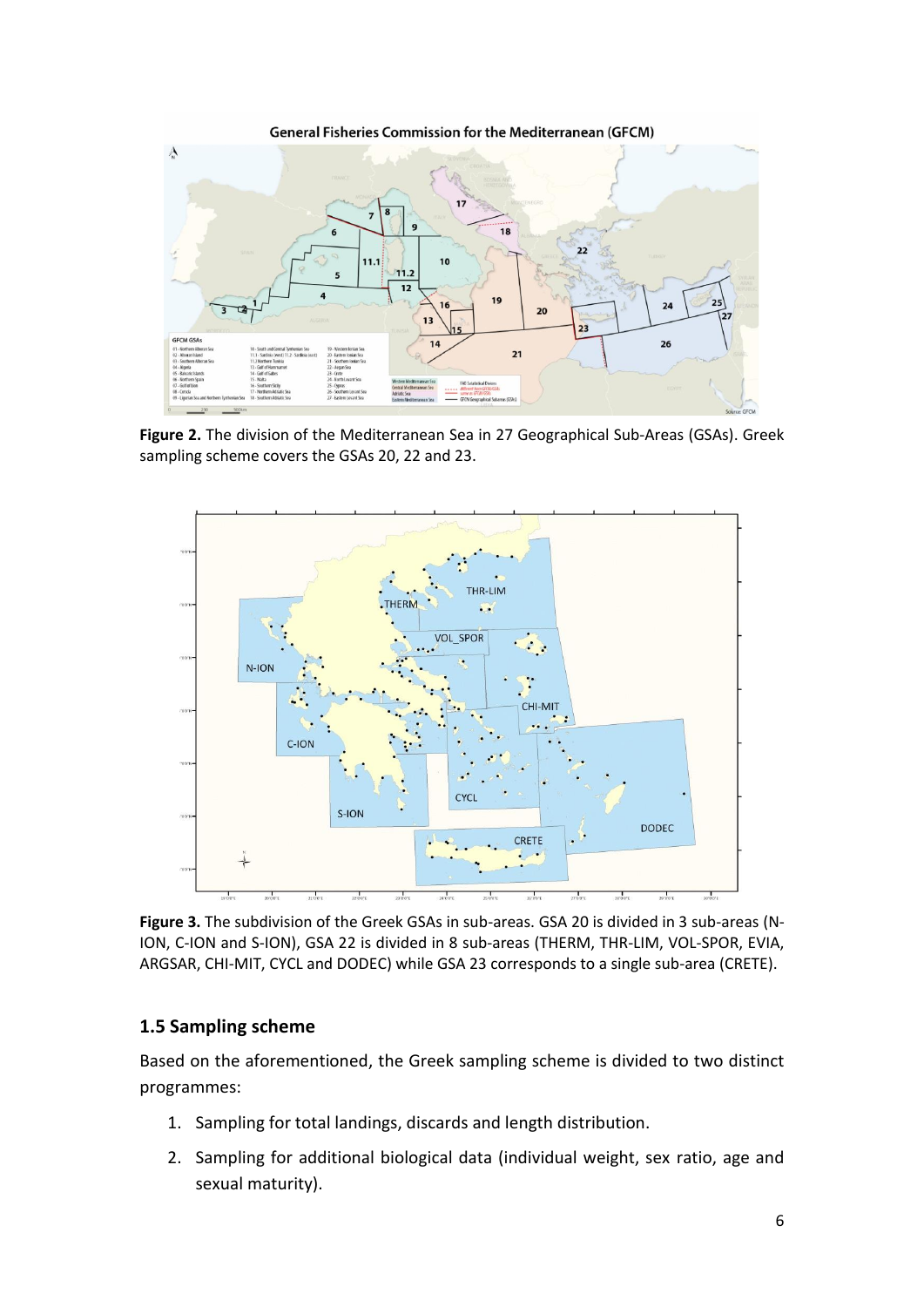**Figure 2.** The division of the Mediterranean Sea in 27 Geographical Sub-Areas (GSAs). Greek sampling scheme covers the GSAs 20, 22 and 23.

**Figure 3.** The subdivision of the Greek GSAs in sub-areas. GSA 20 is divided in 3 sub-areas (N-ION, C-ION and S-ION), GSA 22 is divided in 8 sub-areas (THERM, THR-LIM, VOL-SPOR, EVIA, ARGSAR, CHI-MIT, CYCL and DODEC) while GSA 23 corresponds to a single sub-area (CRETE).

### 1.5 Sampling scheme

Based on the aforementioned, the Greek sampling scheme is divided to two distinct programmes:

1. Sampling for total landings, discards and length distribution.
2. Sampling for additional biological data (individual weight, sex ratio, age and sexual maturity).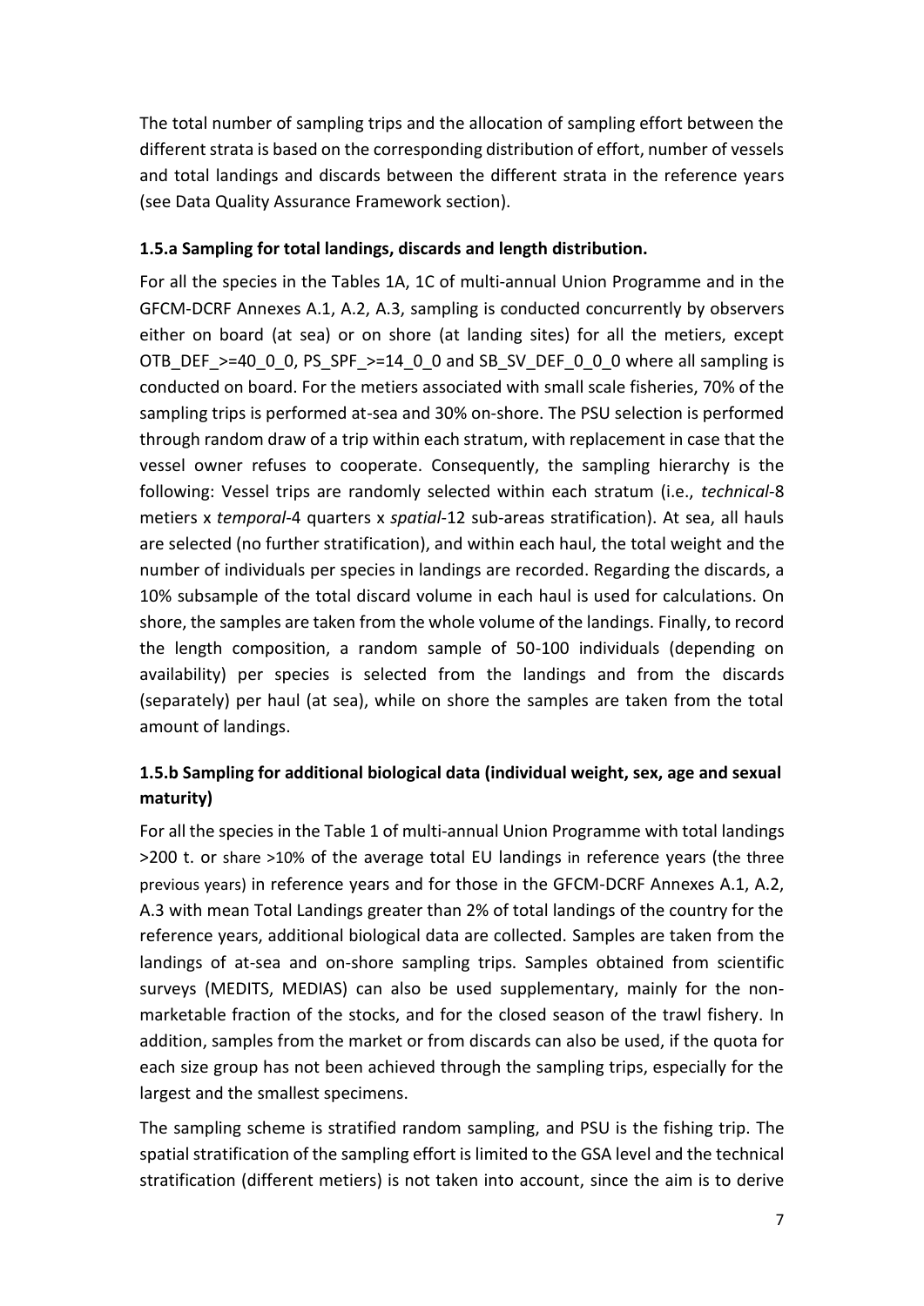The total number of sampling trips and the allocation of sampling effort between the different strata is based on the corresponding distribution of effort, number of vessels and total landings and discards between the different strata in the reference years (see Data Quality Assurance Framework section).

### 1.5.a Sampling for total landings, discards and length distribution.

For all the species in the Tables 1A, 1C of multi-annual Union Programme and in the GFCM-DCRF Annexes A.1, A.2, A.3, sampling is conducted concurrently by observers either on board (at sea) or on shore (at landing sites) for all the metiers, except OTB_DEF_>=40_0_0, PS_SPF_>=14_0_0 and SB_SV_DEF_0_0_0 where all sampling is conducted on board. For the metiers associated with small scale fisheries, 70% of the sampling trips is performed at-sea and 30% on-shore. The PSU selection is performed through random draw of a trip within each stratum, with replacement in case that the vessel owner refuses to cooperate. Consequently, the sampling hierarchy is the following: Vessel trips are randomly selected within each stratum (i.e., *technical*-8 metiers x *temporal*-4 quarters x *spatial*-12 sub-areas stratification). At sea, all hauls are selected (no further stratification), and within each haul, the total weight and the number of individuals per species in landings are recorded. Regarding the discards, a 10% subsample of the total discard volume in each haul is used for calculations. On shore, the samples are taken from the whole volume of the landings. Finally, to record the length composition, a random sample of 50-100 individuals (depending on availability) per species is selected from the landings and from the discards (separately) per haul (at sea), while on shore the samples are taken from the total amount of landings.

### 1.5.b Sampling for additional biological data (individual weight, sex, age and sexual maturity)

For all the species in the Table 1 of multi-annual Union Programme with total landings >200 t. or share >10% of the average total EU landings in reference years (the three previous years) in reference years and for those in the GFCM-DCRF Annexes A.1, A.2, A.3 with mean Total Landings greater than 2% of total landings of the country for the reference years, additional biological data are collected. Samples are taken from the landings of at-sea and on-shore sampling trips. Samples obtained from scientific surveys (MEDITS, MEDIAS) can also be used supplementary, mainly for the non-marketable fraction of the stocks, and for the closed season of the trawl fishery. In addition, samples from the market or from discards can also be used, if the quota for each size group has not been achieved through the sampling trips, especially for the largest and the smallest specimens.

The sampling scheme is stratified random sampling, and PSU is the fishing trip. The spatial stratification of the sampling effort is limited to the GSA level and the technical stratification (different metiers) is not taken into account, since the aim is to derive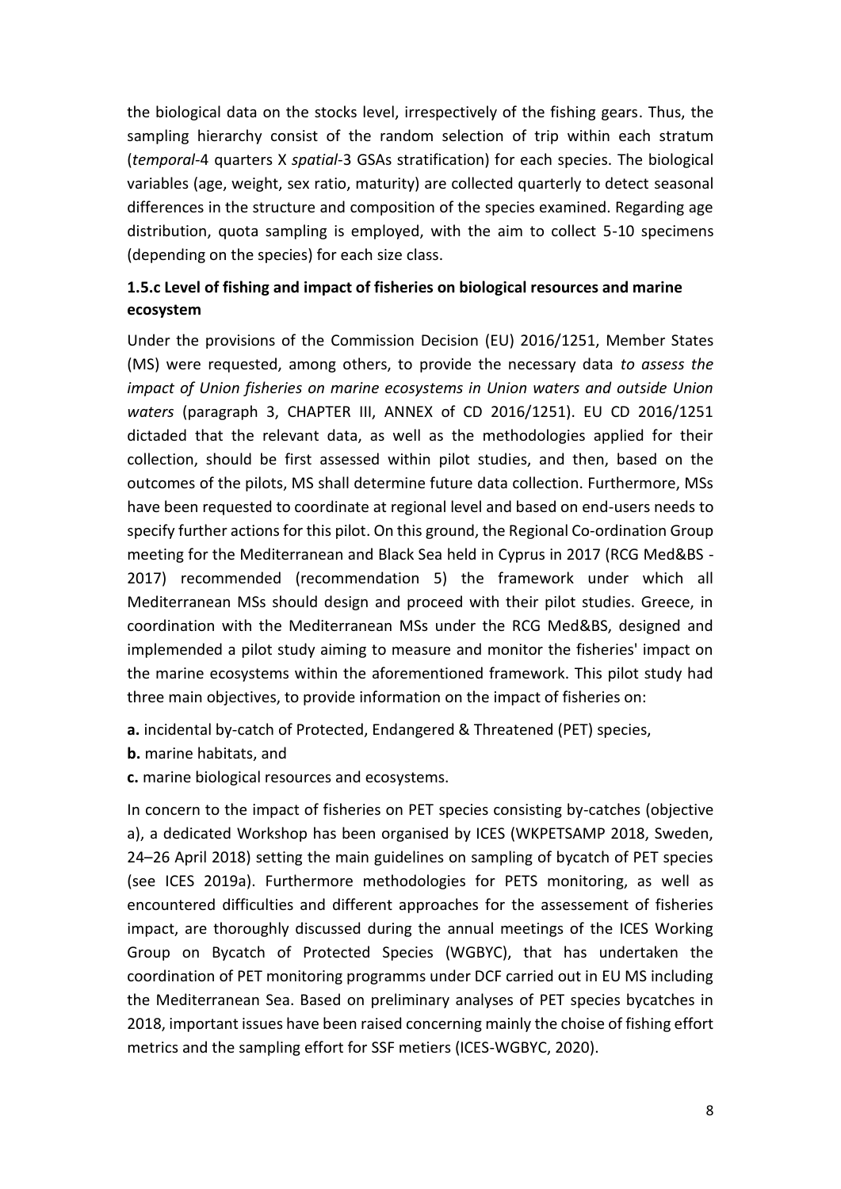the biological data on the stocks level, irrespectively of the fishing gears. Thus, the sampling hierarchy consist of the random selection of trip within each stratum (*temporal*-4 quarters X *spatial*-3 GSAs stratification) for each species. The biological variables (age, weight, sex ratio, maturity) are collected quarterly to detect seasonal differences in the structure and composition of the species examined. Regarding age distribution, quota sampling is employed, with the aim to collect 5-10 specimens (depending on the species) for each size class.

### 1.5.c Level of fishing and impact of fisheries on biological resources and marine ecosystem

Under the provisions of the Commission Decision (EU) 2016/1251, Member States (MS) were requested, among others, to provide the necessary data *to assess the impact of Union fisheries on marine ecosystems in Union waters and outside Union waters* (paragraph 3, CHAPTER III, ANNEX of CD 2016/1251). EU CD 2016/1251 dictaded that the relevant data, as well as the methodologies applied for their collection, should be first assessed within pilot studies, and then, based on the outcomes of the pilots, MS shall determine future data collection. Furthermore, MSs have been requested to coordinate at regional level and based on end-users needs to specify further actions for this pilot. On this ground, the Regional Co-ordination Group meeting for the Mediterranean and Black Sea held in Cyprus in 2017 (RCG Med&BS - 2017) recommended (recommendation 5) the framework under which all Mediterranean MSs should design and proceed with their pilot studies. Greece, in coordination with the Mediterranean MSs under the RCG Med&BS, designed and implemended a pilot study aiming to measure and monitor the fisheries' impact on the marine ecosystems within the aforementioned framework. This pilot study had three main objectives, to provide information on the impact of fisheries on:

**a.** incidental by-catch of Protected, Endangered & Threatened (PET) species,

**b.** marine habitats, and

**c.** marine biological resources and ecosystems.

In concern to the impact of fisheries on PET species consisting by-catches (objective a), a dedicated Workshop has been organised by ICES (WKPETSAMP 2018, Sweden, 24–26 April 2018) setting the main guidelines on sampling of bycatch of PET species (see ICES 2019a). Furthermore methodologies for PETS monitoring, as well as encountered difficulties and different approaches for the assessement of fisheries impact, are thoroughly discussed during the annual meetings of the ICES Working Group on Bycatch of Protected Species (WGBYC), that has undertaken the coordination of PET monitoring programms under DCF carried out in EU MS including the Mediterranean Sea. Based on preliminary analyses of PET species bycatches in 2018, important issues have been raised concerning mainly the choise of fishing effort metrics and the sampling effort for SSF metiers (ICES-WGBYC, 2020).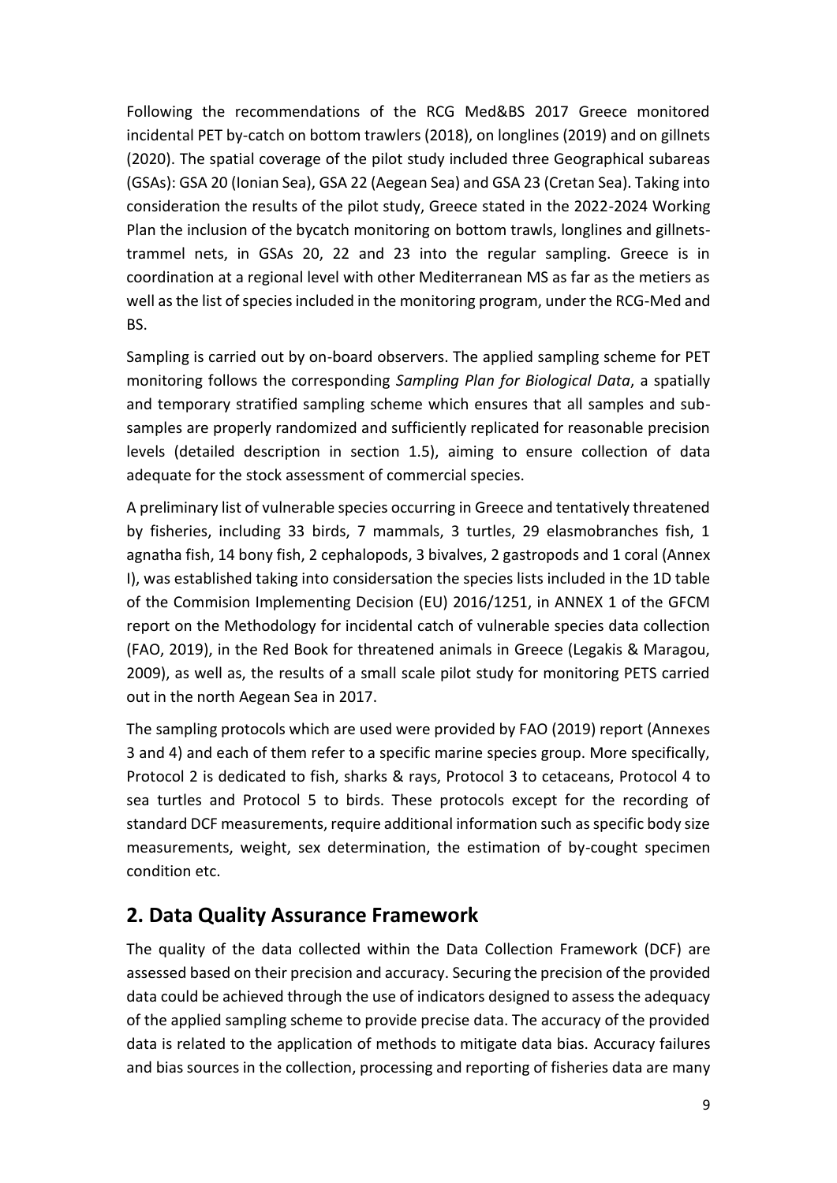Following the recommendations of the RCG Med&BS 2017 Greece monitored incidental PET by-catch on bottom trawlers (2018), on longlines (2019) and on gillnets (2020). The spatial coverage of the pilot study included three Geographical subareas (GSAs): GSA 20 (Ionian Sea), GSA 22 (Aegean Sea) and GSA 23 (Cretan Sea). Taking into consideration the results of the pilot study, Greece stated in the 2022-2024 Working Plan the inclusion of the bycatch monitoring on bottom trawls, longlines and gillnets-trammel nets, in GSAs 20, 22 and 23 into the regular sampling. Greece is in coordination at a regional level with other Mediterranean MS as far as the metiers as well as the list of species included in the monitoring program, under the RCG-Med and BS.

Sampling is carried out by on-board observers. The applied sampling scheme for PET monitoring follows the corresponding *Sampling Plan for Biological Data*, a spatially and temporary stratified sampling scheme which ensures that all samples and sub-samples are properly randomized and sufficiently replicated for reasonable precision levels (detailed description in section 1.5), aiming to ensure collection of data adequate for the stock assessment of commercial species.

A preliminary list of vulnerable species occurring in Greece and tentatively threatened by fisheries, including 33 birds, 7 mammals, 3 turtles, 29 elasmobranches fish, 1 agnatha fish, 14 bony fish, 2 cephalopods, 3 bivalves, 2 gastropods and 1 coral (Annex I), was established taking into considersation the species lists included in the 1D table of the Commision Implementing Decision (EU) 2016/1251, in ANNEX 1 of the GFCM report on the Methodology for incidental catch of vulnerable species data collection (FAO, 2019), in the Red Book for threatened animals in Greece (Legakis & Maragou, 2009), as well as, the results of a small scale pilot study for monitoring PETS carried out in the north Aegean Sea in 2017.

The sampling protocols which are used were provided by FAO (2019) report (Annexes 3 and 4) and each of them refer to a specific marine species group. More specifically, Protocol 2 is dedicated to fish, sharks & rays, Protocol 3 to cetaceans, Protocol 4 to sea turtles and Protocol 5 to birds. These protocols except for the recording of standard DCF measurements, require additional information such as specific body size measurements, weight, sex determination, the estimation of by-cought specimen condition etc.

## 2. Data Quality Assurance Framework

The quality of the data collected within the Data Collection Framework (DCF) are assessed based on their precision and accuracy. Securing the precision of the provided data could be achieved through the use of indicators designed to assess the adequacy of the applied sampling scheme to provide precise data. The accuracy of the provided data is related to the application of methods to mitigate data bias. Accuracy failures and bias sources in the collection, processing and reporting of fisheries data are many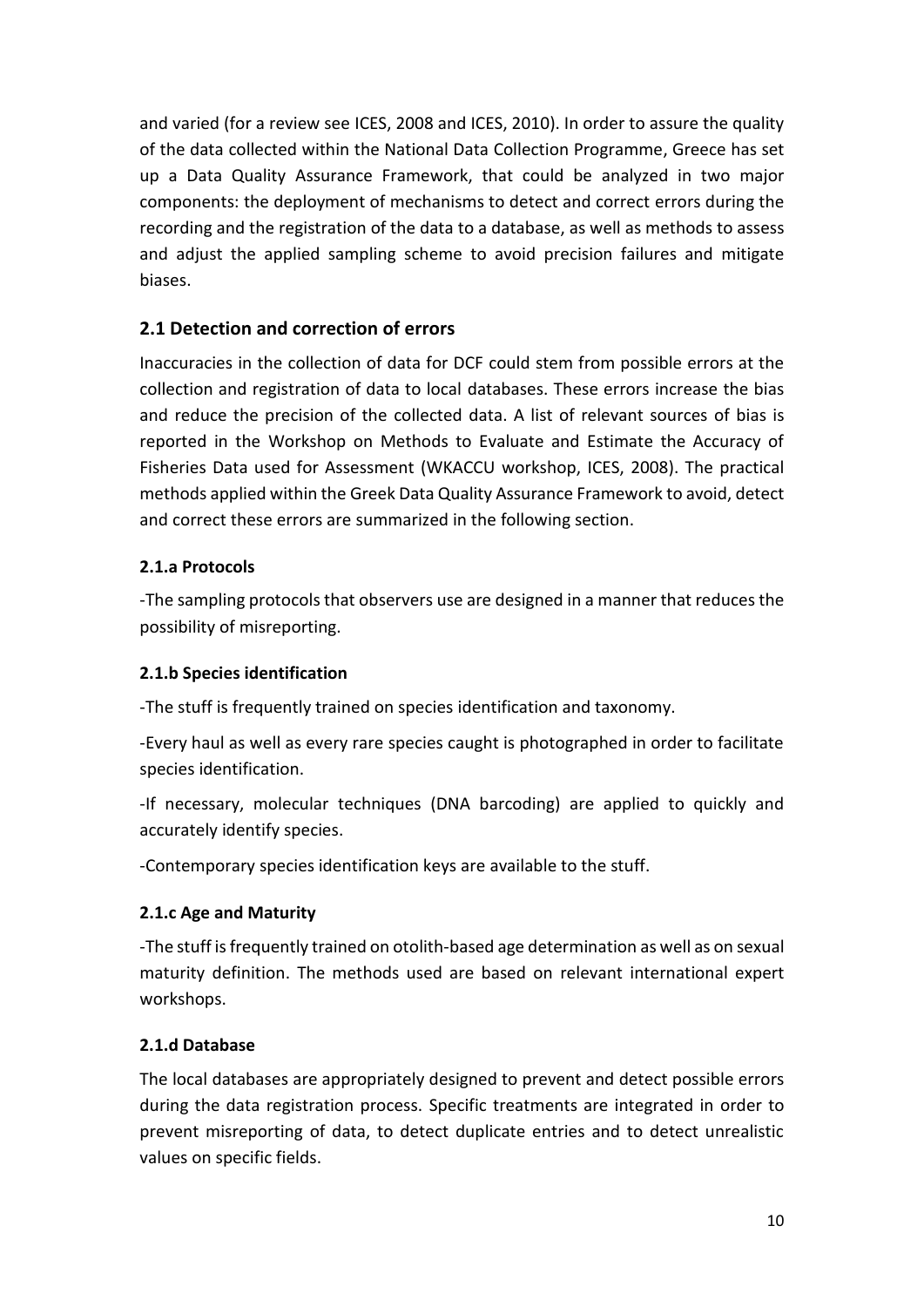and varied (for a review see ICES, 2008 and ICES, 2010). In order to assure the quality of the data collected within the National Data Collection Programme, Greece has set up a Data Quality Assurance Framework, that could be analyzed in two major components: the deployment of mechanisms to detect and correct errors during the recording and the registration of the data to a database, as well as methods to assess and adjust the applied sampling scheme to avoid precision failures and mitigate biases.

## 2.1 Detection and correction of errors

Inaccuracies in the collection of data for DCF could stem from possible errors at the collection and registration of data to local databases. These errors increase the bias and reduce the precision of the collected data. A list of relevant sources of bias is reported in the Workshop on Methods to Evaluate and Estimate the Accuracy of Fisheries Data used for Assessment (WKACCU workshop, ICES, 2008). The practical methods applied within the Greek Data Quality Assurance Framework to avoid, detect and correct these errors are summarized in the following section.

### 2.1.a Protocols

-The sampling protocols that observers use are designed in a manner that reduces the possibility of misreporting.

### 2.1.b Species identification

-The stuff is frequently trained on species identification and taxonomy.

-Every haul as well as every rare species caught is photographed in order to facilitate species identification.

-If necessary, molecular techniques (DNA barcoding) are applied to quickly and accurately identify species.

-Contemporary species identification keys are available to the stuff.

### 2.1.c Age and Maturity

-The stuff is frequently trained on otolith-based age determination as well as on sexual maturity definition. The methods used are based on relevant international expert workshops.

### 2.1.d Database

The local databases are appropriately designed to prevent and detect possible errors during the data registration process. Specific treatments are integrated in order to prevent misreporting of data, to detect duplicate entries and to detect unrealistic values on specific fields.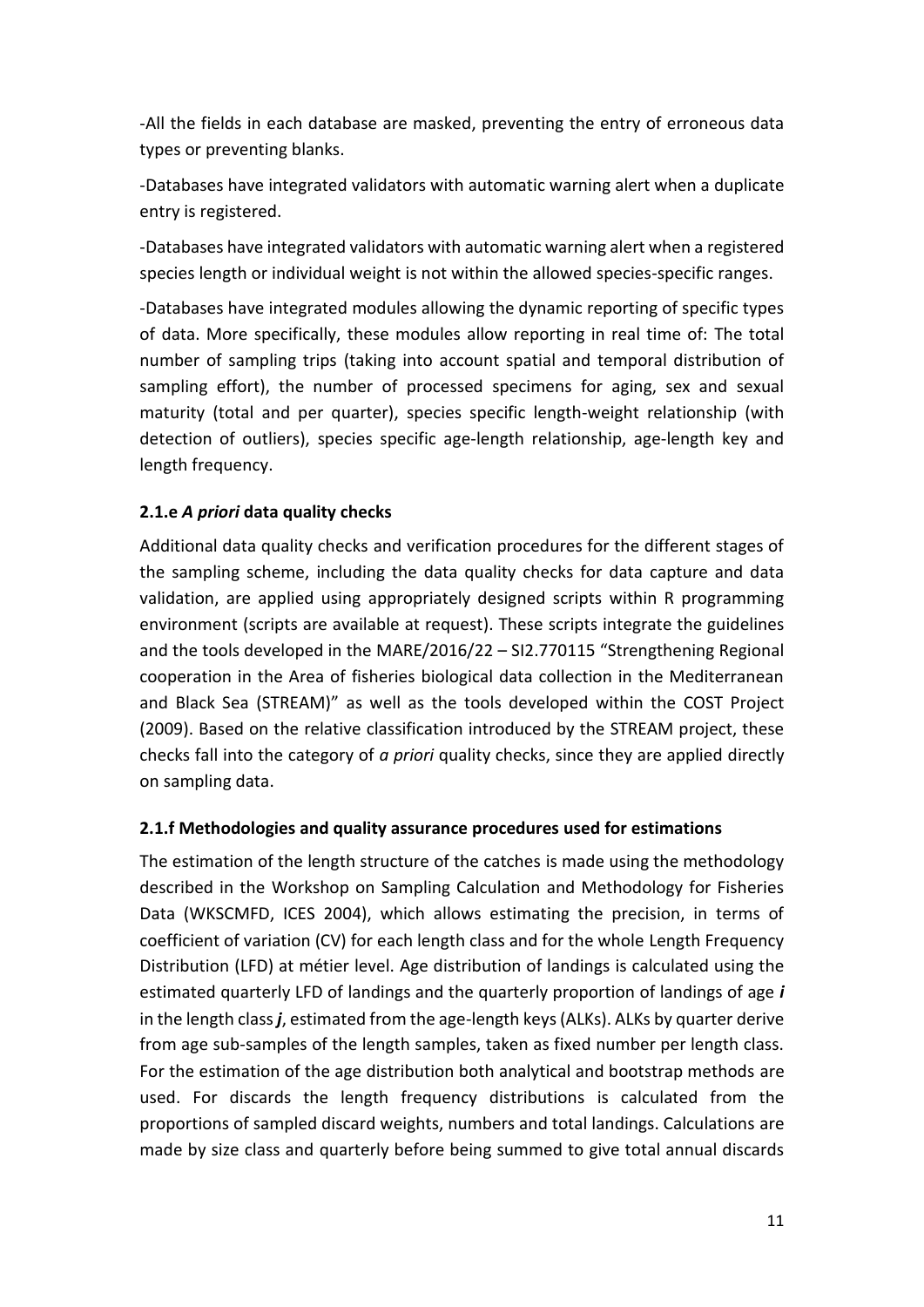-All the fields in each database are masked, preventing the entry of erroneous data types or preventing blanks.

-Databases have integrated validators with automatic warning alert when a duplicate entry is registered.

-Databases have integrated validators with automatic warning alert when a registered species length or individual weight is not within the allowed species-specific ranges.

-Databases have integrated modules allowing the dynamic reporting of specific types of data. More specifically, these modules allow reporting in real time of: The total number of sampling trips (taking into account spatial and temporal distribution of sampling effort), the number of processed specimens for aging, sex and sexual maturity (total and per quarter), species specific length-weight relationship (with detection of outliers), species specific age-length relationship, age-length key and length frequency.

### 2.1.e *A priori* data quality checks

Additional data quality checks and verification procedures for the different stages of the sampling scheme, including the data quality checks for data capture and data validation, are applied using appropriately designed scripts within R programming environment (scripts are available at request). These scripts integrate the guidelines and the tools developed in the MARE/2016/22 – SI2.770115 "Strengthening Regional cooperation in the Area of fisheries biological data collection in the Mediterranean and Black Sea (STREAM)" as well as the tools developed within the COST Project (2009). Based on the relative classification introduced by the STREAM project, these checks fall into the category of *a priori* quality checks, since they are applied directly on sampling data.

### 2.1.f Methodologies and quality assurance procedures used for estimations

The estimation of the length structure of the catches is made using the methodology described in the Workshop on Sampling Calculation and Methodology for Fisheries Data (WKSCMFD, ICES 2004), which allows estimating the precision, in terms of coefficient of variation (CV) for each length class and for the whole Length Frequency Distribution (LFD) at métier level. Age distribution of landings is calculated using the estimated quarterly LFD of landings and the quarterly proportion of landings of age $i$ in the length class $j$, estimated from the age-length keys (ALKs). ALKs by quarter derive from age sub-samples of the length samples, taken as fixed number per length class. For the estimation of the age distribution both analytical and bootstrap methods are used. For discards the length frequency distributions is calculated from the proportions of sampled discard weights, numbers and total landings. Calculations are made by size class and quarterly before being summed to give total annual discards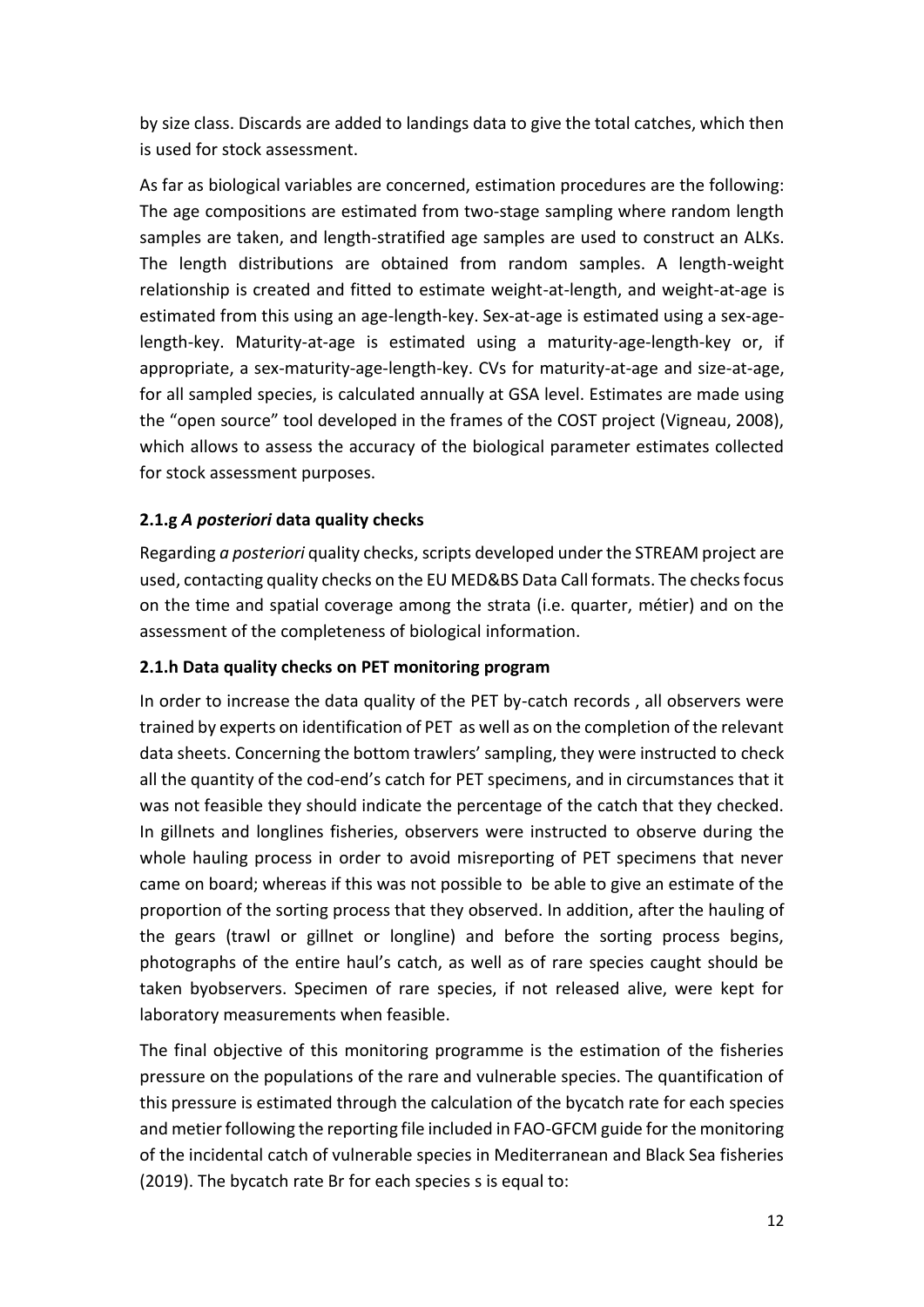by size class. Discards are added to landings data to give the total catches, which then is used for stock assessment.

As far as biological variables are concerned, estimation procedures are the following: The age compositions are estimated from two-stage sampling where random length samples are taken, and length-stratified age samples are used to construct an ALKs. The length distributions are obtained from random samples. A length-weight relationship is created and fitted to estimate weight-at-length, and weight-at-age is estimated from this using an age-length-key. Sex-at-age is estimated using a sex-age-length-key. Maturity-at-age is estimated using a maturity-age-length-key or, if appropriate, a sex-maturity-age-length-key. CVs for maturity-at-age and size-at-age, for all sampled species, is calculated annually at GSA level. Estimates are made using the "open source" tool developed in the frames of the COST project (Vigneau, 2008), which allows to assess the accuracy of the biological parameter estimates collected for stock assessment purposes.

### 2.1.g *A posteriori* data quality checks

Regarding *a posteriori* quality checks, scripts developed under the STREAM project are used, contacting quality checks on the EU MED&BS Data Call formats. The checks focus on the time and spatial coverage among the strata (i.e. quarter, métier) and on the assessment of the completeness of biological information.

### 2.1.h Data quality checks on PET monitoring program

In order to increase the data quality of the PET by-catch records , all observers were trained by experts on identification of PET as well as on the completion of the relevant data sheets. Concerning the bottom trawlers' sampling, they were instructed to check all the quantity of the cod-end's catch for PET specimens, and in circumstances that it was not feasible they should indicate the percentage of the catch that they checked. In gillnets and longlines fisheries, observers were instructed to observe during the whole hauling process in order to avoid misreporting of PET specimens that never came on board; whereas if this was not possible to be able to give an estimate of the proportion of the sorting process that they observed. In addition, after the hauling of the gears (trawl or gillnet or longline) and before the sorting process begins, photographs of the entire haul's catch, as well as of rare species caught should be taken byobservers. Specimen of rare species, if not released alive, were kept for laboratory measurements when feasible.

The final objective of this monitoring programme is the estimation of the fisheries pressure on the populations of the rare and vulnerable species. The quantification of this pressure is estimated through the calculation of the bycatch rate for each species and metier following the reporting file included in FAO-GFCM guide for the monitoring of the incidental catch of vulnerable species in Mediterranean and Black Sea fisheries (2019). The bycatch rate Br for each species s is equal to: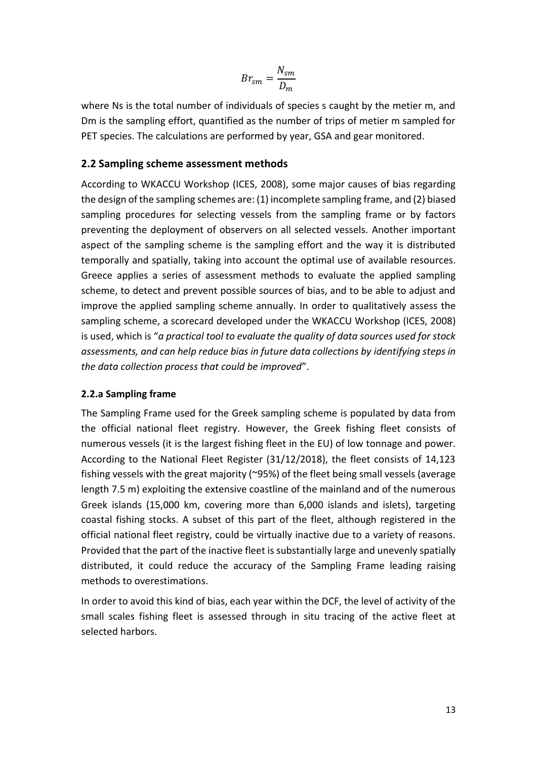$$Br_{sm} = \frac{N_{sm}}{D_m}$$

where Ns is the total number of individuals of species s caught by the metier m, and Dm is the sampling effort, quantified as the number of trips of metier m sampled for PET species. The calculations are performed by year, GSA and gear monitored.

## 2.2 Sampling scheme assessment methods

According to WKACCU Workshop (ICES, 2008), some major causes of bias regarding the design of the sampling schemes are: (1) incomplete sampling frame, and (2) biased sampling procedures for selecting vessels from the sampling frame or by factors preventing the deployment of observers on all selected vessels. Another important aspect of the sampling scheme is the sampling effort and the way it is distributed temporally and spatially, taking into account the optimal use of available resources. Greece applies a series of assessment methods to evaluate the applied sampling scheme, to detect and prevent possible sources of bias, and to be able to adjust and improve the applied sampling scheme annually. In order to qualitatively assess the sampling scheme, a scorecard developed under the WKACCU Workshop (ICES, 2008) is used, which is "*a practical tool to evaluate the quality of data sources used for stock assessments, and can help reduce bias in future data collections by identifying steps in the data collection process that could be improved*".

### 2.2.a Sampling frame

The Sampling Frame used for the Greek sampling scheme is populated by data from the official national fleet registry. However, the Greek fishing fleet consists of numerous vessels (it is the largest fishing fleet in the EU) of low tonnage and power. According to the National Fleet Register (31/12/2018), the fleet consists of 14,123 fishing vessels with the great majority (~95%) of the fleet being small vessels (average length 7.5 m) exploiting the extensive coastline of the mainland and of the numerous Greek islands (15,000 km, covering more than 6,000 islands and islets), targeting coastal fishing stocks. A subset of this part of the fleet, although registered in the official national fleet registry, could be virtually inactive due to a variety of reasons. Provided that the part of the inactive fleet is substantially large and unevenly spatially distributed, it could reduce the accuracy of the Sampling Frame leading raising methods to overestimations.

In order to avoid this kind of bias, each year within the DCF, the level of activity of the small scales fishing fleet is assessed through in situ tracing of the active fleet at selected harbors.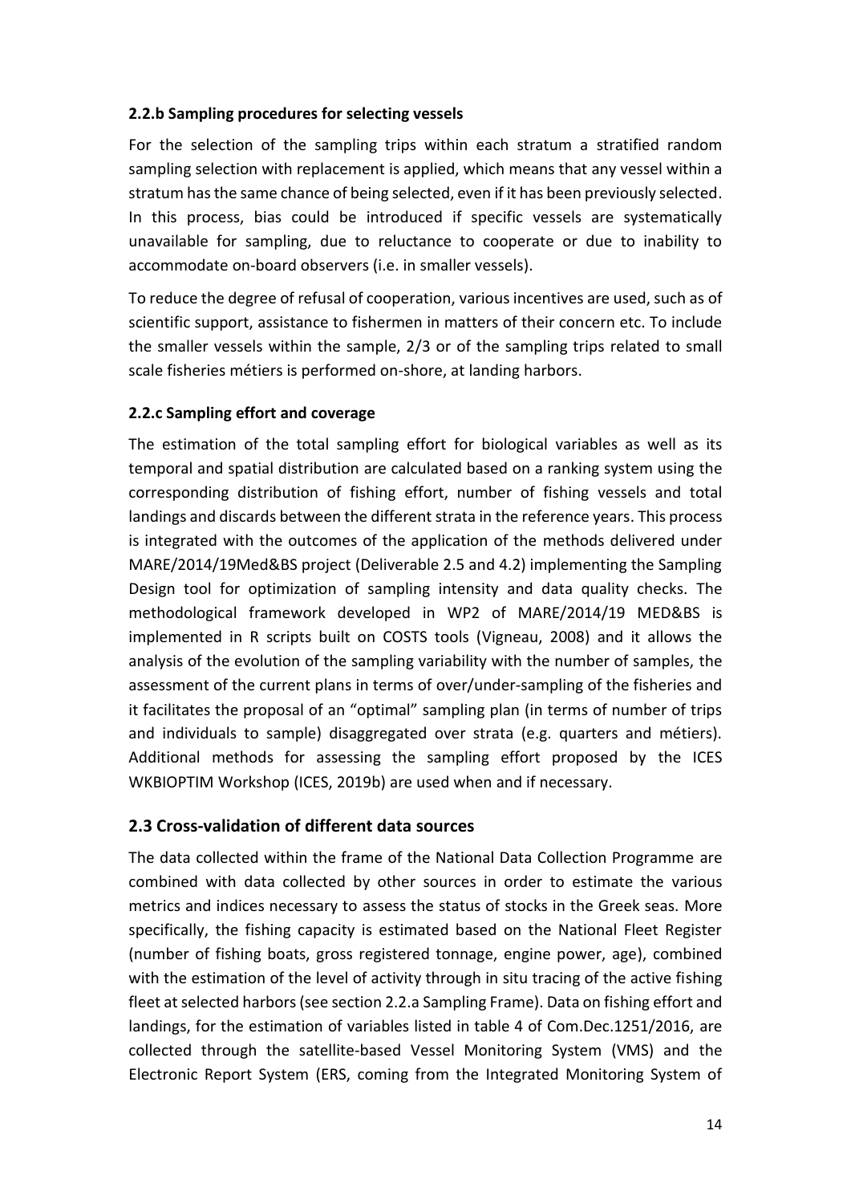#### 2.2.b Sampling procedures for selecting vessels

For the selection of the sampling trips within each stratum a stratified random sampling selection with replacement is applied, which means that any vessel within a stratum has the same chance of being selected, even if it has been previously selected. In this process, bias could be introduced if specific vessels are systematically unavailable for sampling, due to reluctance to cooperate or due to inability to accommodate on-board observers (i.e. in smaller vessels).

To reduce the degree of refusal of cooperation, various incentives are used, such as of scientific support, assistance to fishermen in matters of their concern etc. To include the smaller vessels within the sample, 2/3 or of the sampling trips related to small scale fisheries métiers is performed on-shore, at landing harbors.

#### 2.2.c Sampling effort and coverage

The estimation of the total sampling effort for biological variables as well as its temporal and spatial distribution are calculated based on a ranking system using the corresponding distribution of fishing effort, number of fishing vessels and total landings and discards between the different strata in the reference years. This process is integrated with the outcomes of the application of the methods delivered under MARE/2014/19Med&BS project (Deliverable 2.5 and 4.2) implementing the Sampling Design tool for optimization of sampling intensity and data quality checks. The methodological framework developed in WP2 of MARE/2014/19 MED&BS is implemented in R scripts built on COSTS tools (Vigneau, 2008) and it allows the analysis of the evolution of the sampling variability with the number of samples, the assessment of the current plans in terms of over/under-sampling of the fisheries and it facilitates the proposal of an "optimal" sampling plan (in terms of number of trips and individuals to sample) disaggregated over strata (e.g. quarters and métiers). Additional methods for assessing the sampling effort proposed by the ICES WKBIOPTIM Workshop (ICES, 2019b) are used when and if necessary.

### 2.3 Cross-validation of different data sources

The data collected within the frame of the National Data Collection Programme are combined with data collected by other sources in order to estimate the various metrics and indices necessary to assess the status of stocks in the Greek seas. More specifically, the fishing capacity is estimated based on the National Fleet Register (number of fishing boats, gross registered tonnage, engine power, age), combined with the estimation of the level of activity through in situ tracing of the active fishing fleet at selected harbors (see section 2.2.a Sampling Frame). Data on fishing effort and landings, for the estimation of variables listed in table 4 of Com.Dec.1251/2016, are collected through the satellite-based Vessel Monitoring System (VMS) and the Electronic Report System (ERS, coming from the Integrated Monitoring System of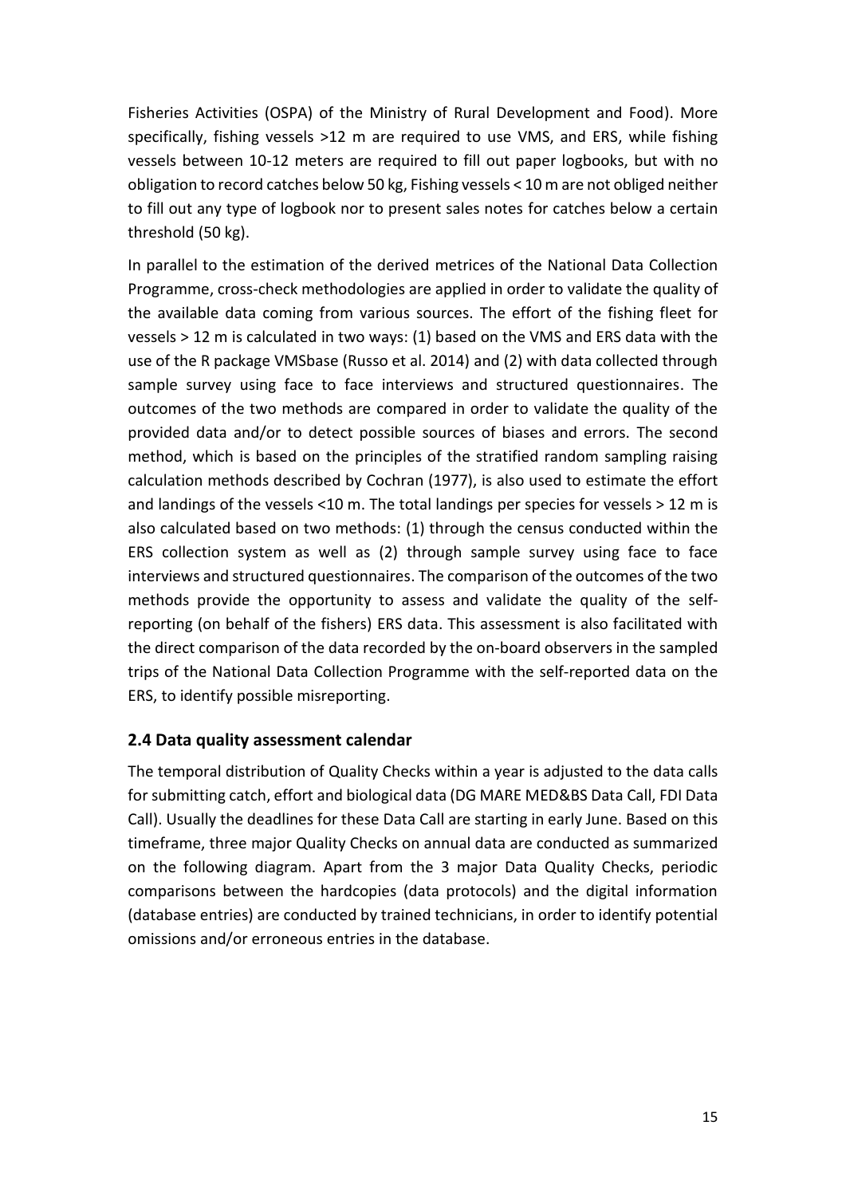Fisheries Activities (OSPA) of the Ministry of Rural Development and Food). More specifically, fishing vessels >12 m are required to use VMS, and ERS, while fishing vessels between 10-12 meters are required to fill out paper logbooks, but with no obligation to record catches below 50 kg, Fishing vessels < 10 m are not obliged neither to fill out any type of logbook nor to present sales notes for catches below a certain threshold (50 kg).

In parallel to the estimation of the derived metrices of the National Data Collection Programme, cross-check methodologies are applied in order to validate the quality of the available data coming from various sources. The effort of the fishing fleet for vessels > 12 m is calculated in two ways: (1) based on the VMS and ERS data with the use of the R package VMSbase (Russo et al. 2014) and (2) with data collected through sample survey using face to face interviews and structured questionnaires. The outcomes of the two methods are compared in order to validate the quality of the provided data and/or to detect possible sources of biases and errors. The second method, which is based on the principles of the stratified random sampling raising calculation methods described by Cochran (1977), is also used to estimate the effort and landings of the vessels <10 m. The total landings per species for vessels > 12 m is also calculated based on two methods: (1) through the census conducted within the ERS collection system as well as (2) through sample survey using face to face interviews and structured questionnaires. The comparison of the outcomes of the two methods provide the opportunity to assess and validate the quality of the self-reporting (on behalf of the fishers) ERS data. This assessment is also facilitated with the direct comparison of the data recorded by the on-board observers in the sampled trips of the National Data Collection Programme with the self-reported data on the ERS, to identify possible misreporting.

## 2.4 Data quality assessment calendar

The temporal distribution of Quality Checks within a year is adjusted to the data calls for submitting catch, effort and biological data (DG MARE MED&BS Data Call, FDI Data Call). Usually the deadlines for these Data Call are starting in early June. Based on this timeframe, three major Quality Checks on annual data are conducted as summarized on the following diagram. Apart from the 3 major Data Quality Checks, periodic comparisons between the hardcopies (data protocols) and the digital information (database entries) are conducted by trained technicians, in order to identify potential omissions and/or erroneous entries in the database.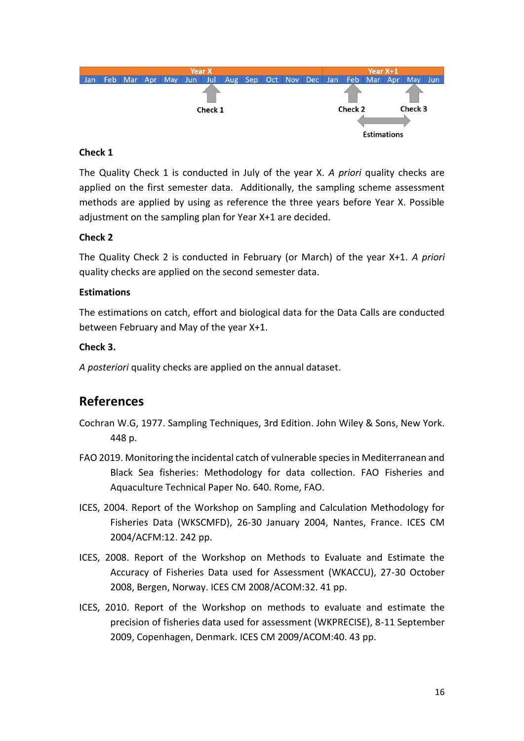### Check 1

The Quality Check 1 is conducted in July of the year X. *A priori* quality checks are applied on the first semester data. Additionally, the sampling scheme assessment methods are applied by using as reference the three years before Year X. Possible adjustment on the sampling plan for Year X+1 are decided.

### Check 2

The Quality Check 2 is conducted in February (or March) of the year X+1. *A priori* quality checks are applied on the second semester data.

### Estimations

The estimations on catch, effort and biological data for the Data Calls are conducted between February and May of the year X+1.

### Check 3.

*A posteriori* quality checks are applied on the annual dataset.

## References

Cochran W.G, 1977. Sampling Techniques, 3rd Edition. John Wiley & Sons, New York. 448 p.

FAO 2019. Monitoring the incidental catch of vulnerable species in Mediterranean and Black Sea fisheries: Methodology for data collection. FAO Fisheries and Aquaculture Technical Paper No. 640. Rome, FAO.

ICES, 2004. Report of the Workshop on Sampling and Calculation Methodology for Fisheries Data (WKSCMFD), 26-30 January 2004, Nantes, France. ICES CM 2004/ACFM:12. 242 pp.

ICES, 2008. Report of the Workshop on Methods to Evaluate and Estimate the Accuracy of Fisheries Data used for Assessment (WKACCU), 27-30 October 2008, Bergen, Norway. ICES CM 2008/ACOM:32. 41 pp.

ICES, 2010. Report of the Workshop on methods to evaluate and estimate the precision of fisheries data used for assessment (WKPRECISE), 8-11 September 2009, Copenhagen, Denmark. ICES CM 2009/ACOM:40. 43 pp.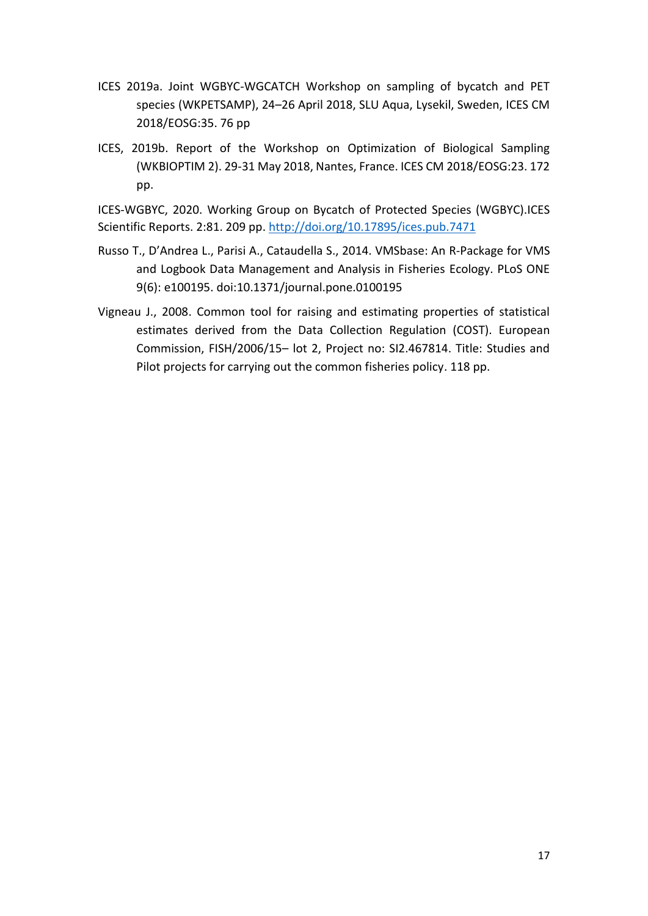ICES 2019a. Joint WGBYC-WGCATCH Workshop on sampling of bycatch and PET species (WKPETSAMP), 24–26 April 2018, SLU Aqua, Lysekil, Sweden, ICES CM 2018/EOSG:35. 76 pp

ICES, 2019b. Report of the Workshop on Optimization of Biological Sampling (WKBIOPTIM 2). 29-31 May 2018, Nantes, France. ICES CM 2018/EOSG:23. 172 pp.

ICES-WGBYC, 2020. Working Group on Bycatch of Protected Species (WGBYC).ICES Scientific Reports. 2:81. 209 pp. http://doi.org/10.17895/ices.pub.7471

Russo T., D'Andrea L., Parisi A., Cataudella S., 2014. VMSbase: An R-Package for VMS and Logbook Data Management and Analysis in Fisheries Ecology. PLoS ONE 9(6): e100195. doi:10.1371/journal.pone.0100195

Vigneau J., 2008. Common tool for raising and estimating properties of statistical estimates derived from the Data Collection Regulation (COST). European Commission, FISH/2006/15– lot 2, Project no: SI2.467814. Title: Studies and Pilot projects for carrying out the common fisheries policy. 118 pp.